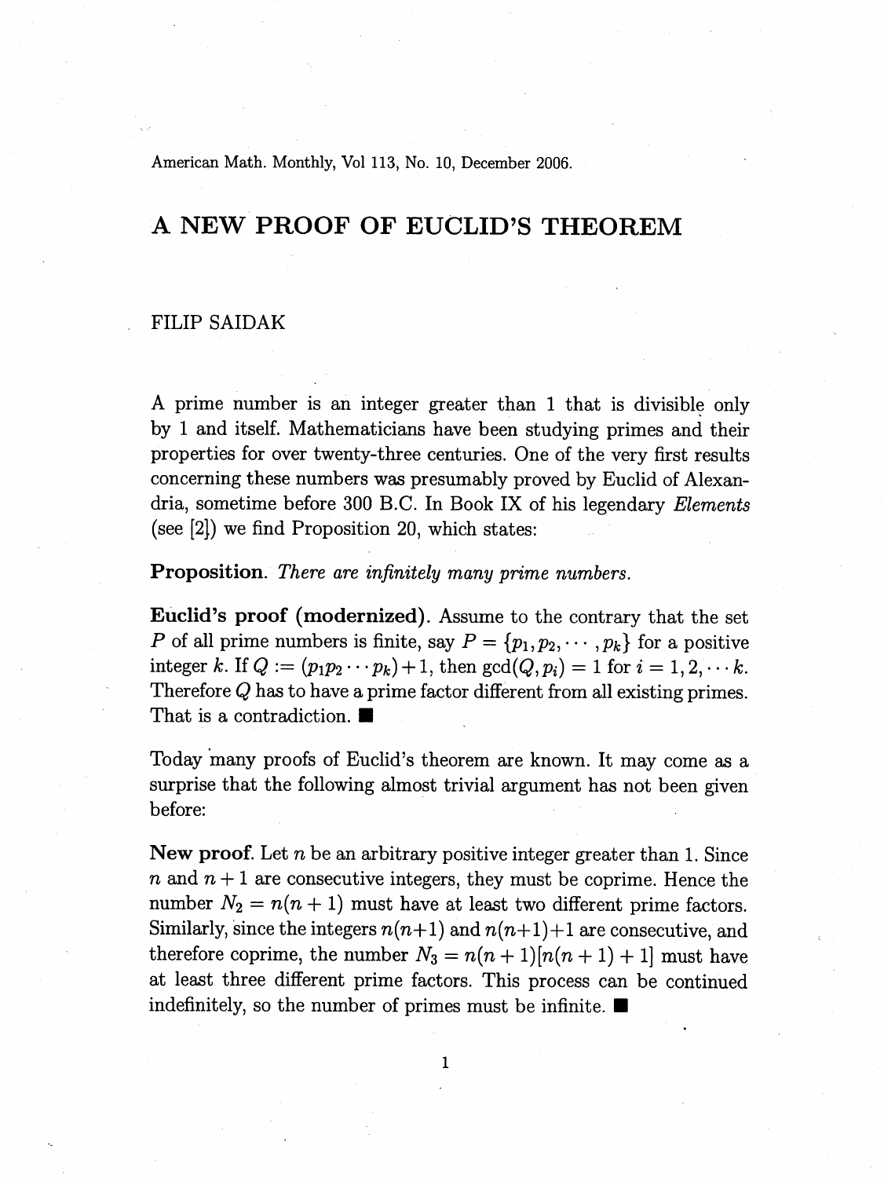American Math. Monthly, Vol 113, No. 10, December 2006.

# A NEW PROOF OF EUCLID'S THEOREM

FILIP SAIDAK

A prime number is an integer greater than 1 that is divisible only by 1 and itself. Mathematicians have been studying primes and their properties for over twenty-three centuries. One of the very first results concerning these numbers was presumably proved by Euclid of Alexandria, sometime before 300 B.C. In Book IX of his legendary *Elements* (see [2]) we find Proposition 20, which states:

**Proposition.** *There are infinitely many prime numbers.*

**Euclid's proof (modernized).** Assume to the contrary that the set $P$ of all prime numbers is finite, say $P = \{p_1, p_2, \cdots, p_k\}$ for a positive integer $k$. If $Q := (p_1 p_2 \cdots p_k) + 1$, then $\gcd(Q, p_i) = 1$ for $i = 1, 2, \cdots k$. Therefore $Q$ has to have a prime factor different from all existing primes. That is a contradiction. ■

Today many proofs of Euclid's theorem are known. It may come as a surprise that the following almost trivial argument has not been given before:

**New proof.** Let $n$ be an arbitrary positive integer greater than 1. Since $n$ and $n+1$ are consecutive integers, they must be coprime. Hence the number $N_2 = n(n+1)$ must have at least two different prime factors. Similarly, since the integers $n(n+1)$ and $n(n+1)+1$ are consecutive, and therefore coprime, the number $N_3 = n(n+1)[n(n+1)+1]$ must have at least three different prime factors. This process can be continued indefinitely, so the number of primes must be infinite. ■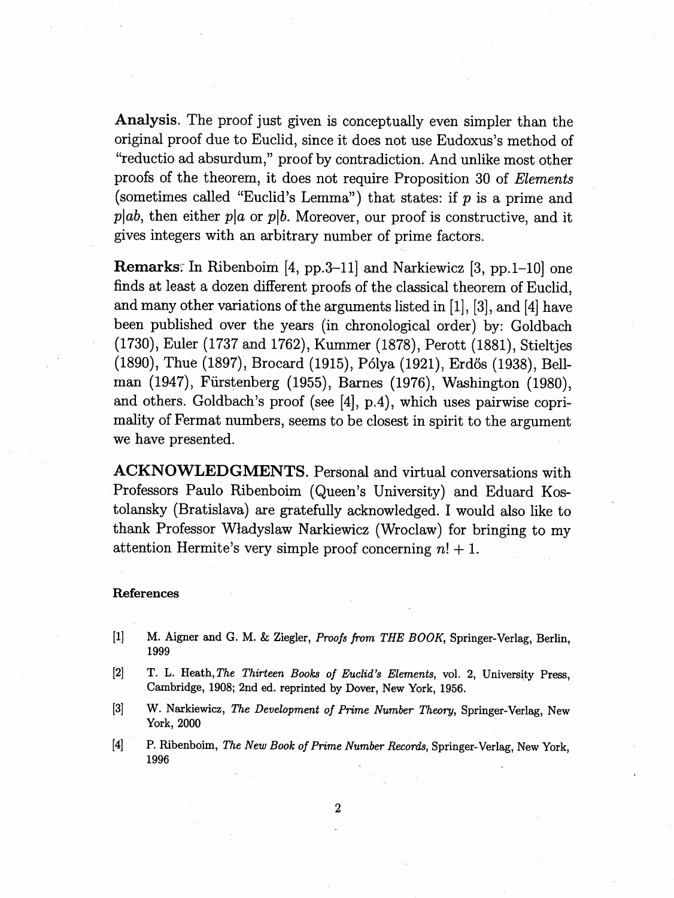**Analysis**. The proof just given is conceptually even simpler than the original proof due to Euclid, since it does not use Eudoxus's method of "reductio ad absurdum," proof by contradiction. And unlike most other proofs of the theorem, it does not require Proposition 30 of *Elements* (sometimes called "Euclid's Lemma") that states: if $p$ is a prime and $p|ab$, then either $p|a$ or $p|b$. Moreover, our proof is constructive, and it gives integers with an arbitrary number of prime factors.

**Remarks**. In Ribenboim [4, pp.3–11] and Narkiewicz [3, pp.1–10] one finds at least a dozen different proofs of the classical theorem of Euclid, and many other variations of the arguments listed in [1], [3], and [4] have been published over the years (in chronological order) by: Goldbach (1730), Euler (1737 and 1762), Kummer (1878), Perott (1881), Stieltjes (1890), Thue (1897), Brocard (1915), Pólya (1921), Erdős (1938), Bellman (1947), Fürstenberg (1955), Barnes (1976), Washington (1980), and others. Goldbach's proof (see [4], p.4), which uses pairwise coprimality of Fermat numbers, seems to be closest in spirit to the argument we have presented.

**ACKNOWLEDGMENTS**. Personal and virtual conversations with Professors Paulo Ribenboim (Queen's University) and Eduard Kostolansky (Bratislava) are gratefully acknowledged. I would also like to thank Professor Władyslaw Narkiewicz (Wroclaw) for bringing to my attention Hermite's very simple proof concerning $n! + 1$.

#### References

[1] M. Aigner and G. M. & Ziegler, *Proofs from THE BOOK*, Springer-Verlag, Berlin, 1999

[2] T. L. Heath, *The Thirteen Books of Euclid's Elements*, vol. 2, University Press, Cambridge, 1908; 2nd ed. reprinted by Dover, New York, 1956.

[3] W. Narkiewicz, *The Development of Prime Number Theory*, Springer-Verlag, New York, 2000

[4] P. Ribenboim, *The New Book of Prime Number Records*, Springer-Verlag, New York, 1996